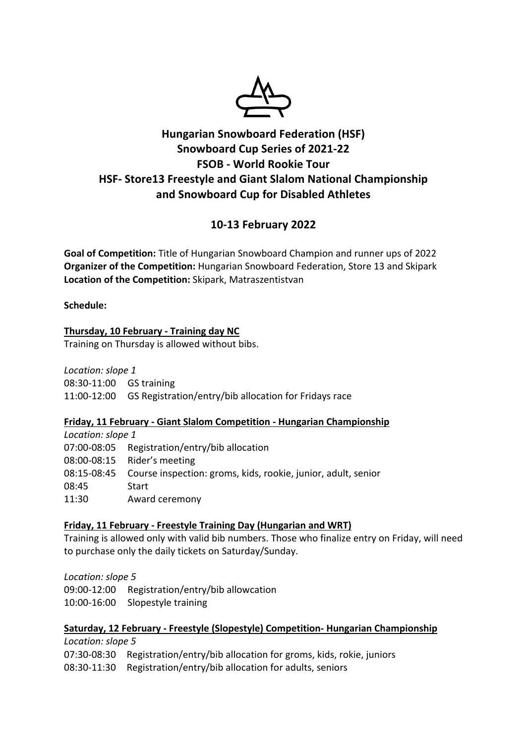# Hungarian Snowboard Federation (HSF)
# Snowboard Cup Series of 2021-22
# FSOB - World Rookie Tour
# HSF- Store13 Freestyle and Giant Slalom National Championship and Snowboard Cup for Disabled Athletes

## 10-13 February 2022

**Goal of Competition:** Title of Hungarian Snowboard Champion and runner ups of 2022
**Organizer of the Competition:** Hungarian Snowboard Federation, Store 13 and Skipark
**Location of the Competition:** Skipark, Matraszentistvan

**Schedule:**

**Thursday, 10 February - Training day NC**

Training on Thursday is allowed without bibs.

*Location: slope 1*

08:30-11:00 GS training
11:00-12:00 GS Registration/entry/bib allocation for Fridays race

**Friday, 11 February - Giant Slalom Competition - Hungarian Championship**

*Location: slope 1*

07:00-08:05 Registration/entry/bib allocation
08:00-08:15 Rider's meeting
08:15-08:45 Course inspection: groms, kids, rookie, junior, adult, senior
08:45 Start
11:30 Award ceremony

**Friday, 11 February - Freestyle Training Day (Hungarian and WRT)**

Training is allowed only with valid bib numbers. Those who finalize entry on Friday, will need to purchase only the daily tickets on Saturday/Sunday.

*Location: slope 5*

09:00-12:00 Registration/entry/bib allowcation
10:00-16:00 Slopestyle training

**Saturday, 12 February - Freestyle (Slopestyle) Competition- Hungarian Championship**

*Location: slope 5*

07:30-08:30 Registration/entry/bib allocation for groms, kids, rokie, juniors
08:30-11:30 Registration/entry/bib allocation for adults, seniors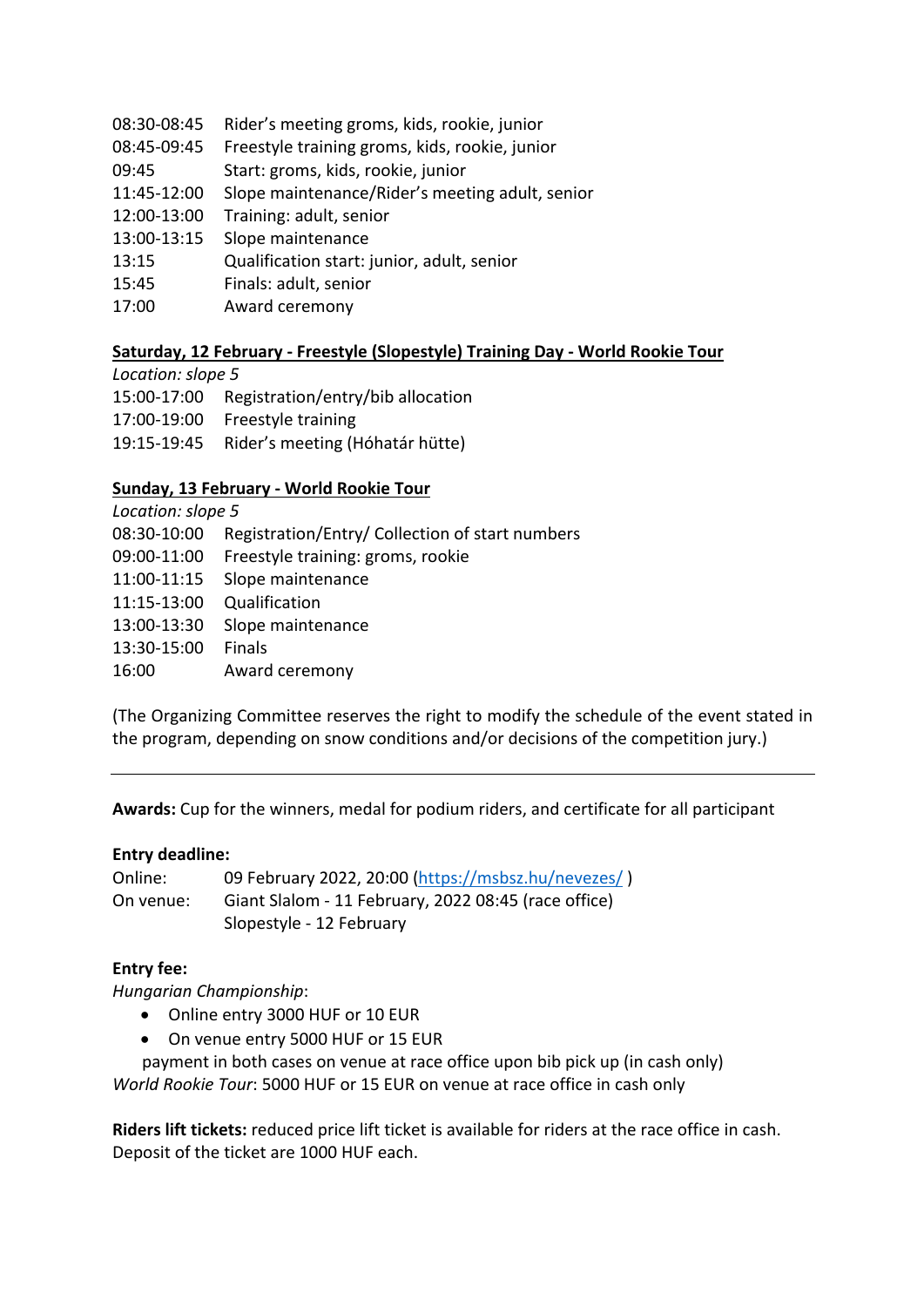| | |
|---|---|
| 08:30-08:45 | Rider's meeting groms, kids, rookie, junior |
| 08:45-09:45 | Freestyle training groms, kids, rookie, junior |
| 09:45 | Start: groms, kids, rookie, junior |
| 11:45-12:00 | Slope maintenance/Rider's meeting adult, senior |
| 12:00-13:00 | Training: adult, senior |
| 13:00-13:15 | Slope maintenance |
| 13:15 | Qualification start: junior, adult, senior |
| 15:45 | Finals: adult, senior |
| 17:00 | Award ceremony |

**Saturday, 12 February - Freestyle (Slopestyle) Training Day - World Rookie Tour**

*Location: slope 5*

| | |
|---|---|
| 15:00-17:00 | Registration/entry/bib allocation |
| 17:00-19:00 | Freestyle training |
| 19:15-19:45 | Rider's meeting (Hóhatár hütte) |

**Sunday, 13 February - World Rookie Tour**

*Location: slope 5*

| | |
|---|---|
| 08:30-10:00 | Registration/Entry/ Collection of start numbers |
| 09:00-11:00 | Freestyle training: groms, rookie |
| 11:00-11:15 | Slope maintenance |
| 11:15-13:00 | Qualification |
| 13:00-13:30 | Slope maintenance |
| 13:30-15:00 | Finals |
| 16:00 | Award ceremony |

(The Organizing Committee reserves the right to modify the schedule of the event stated in the program, depending on snow conditions and/or decisions of the competition jury.)

---

**Awards:** Cup for the winners, medal for podium riders, and certificate for all participant

**Entry deadline:**

Online: 09 February 2022, 20:00 (https://msbsz.hu/nevezes/ )

On venue: Giant Slalom - 11 February, 2022 08:45 (race office)
Slopestyle - 12 February

**Entry fee:**

*Hungarian Championship*:

- Online entry 3000 HUF or 10 EUR
- On venue entry 5000 HUF or 15 EUR

payment in both cases on venue at race office upon bib pick up (in cash only)

*World Rookie Tour*: 5000 HUF or 15 EUR on venue at race office in cash only

**Riders lift tickets:** reduced price lift ticket is available for riders at the race office in cash. Deposit of the ticket are 1000 HUF each.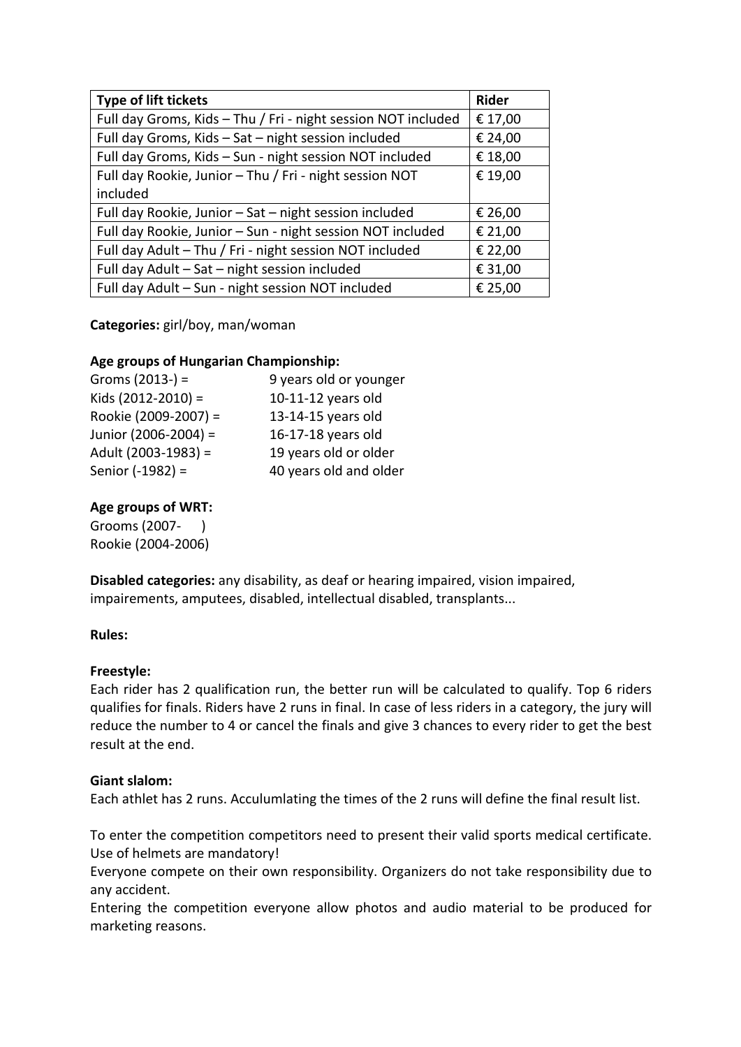| Type of lift tickets | Rider |
| --- | --- |
| Full day Groms, Kids – Thu / Fri - night session NOT included | € 17,00 |
| Full day Groms, Kids – Sat – night session included | € 24,00 |
| Full day Groms, Kids – Sun - night session NOT included | € 18,00 |
| Full day Rookie, Junior – Thu / Fri - night session NOT included | € 19,00 |
| Full day Rookie, Junior – Sat – night session included | € 26,00 |
| Full day Rookie, Junior – Sun - night session NOT included | € 21,00 |
| Full day Adult – Thu / Fri - night session NOT included | € 22,00 |
| Full day Adult – Sat – night session included | € 31,00 |
| Full day Adult – Sun - night session NOT included | € 25,00 |

**Categories:** girl/boy, man/woman

**Age groups of Hungarian Championship:**

Groms (2013-) = 9 years old or younger
Kids (2012-2010) = 10-11-12 years old
Rookie (2009-2007) = 13-14-15 years old
Junior (2006-2004) = 16-17-18 years old
Adult (2003-1983) = 19 years old or older
Senior (-1982) = 40 years old and older

**Age groups of WRT:**

Grooms (2007- )
Rookie (2004-2006)

**Disabled categories:** any disability, as deaf or hearing impaired, vision impaired, impairements, amputees, disabled, intellectual disabled, transplants...

**Rules:**

**Freestyle:**

Each rider has 2 qualification run, the better run will be calculated to qualify. Top 6 riders qualifies for finals. Riders have 2 runs in final. In case of less riders in a category, the jury will reduce the number to 4 or cancel the finals and give 3 chances to every rider to get the best result at the end.

**Giant slalom:**

Each athlet has 2 runs. Acculumlating the times of the 2 runs will define the final result list.

To enter the competition competitors need to present their valid sports medical certificate. Use of helmets are mandatory!

Everyone compete on their own responsibility. Organizers do not take responsibility due to any accident.

Entering the competition everyone allow photos and audio material to be produced for marketing reasons.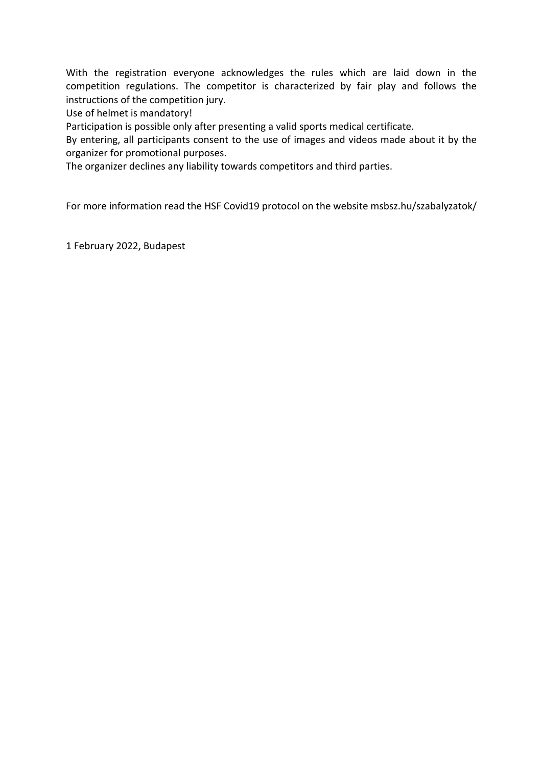With the registration everyone acknowledges the rules which are laid down in the competition regulations. The competitor is characterized by fair play and follows the instructions of the competition jury.
Use of helmet is mandatory!
Participation is possible only after presenting a valid sports medical certificate.
By entering, all participants consent to the use of images and videos made about it by the organizer for promotional purposes.
The organizer declines any liability towards competitors and third parties.

For more information read the HSF Covid19 protocol on the website msbsz.hu/szabalyzatok/

1 February 2022, Budapest